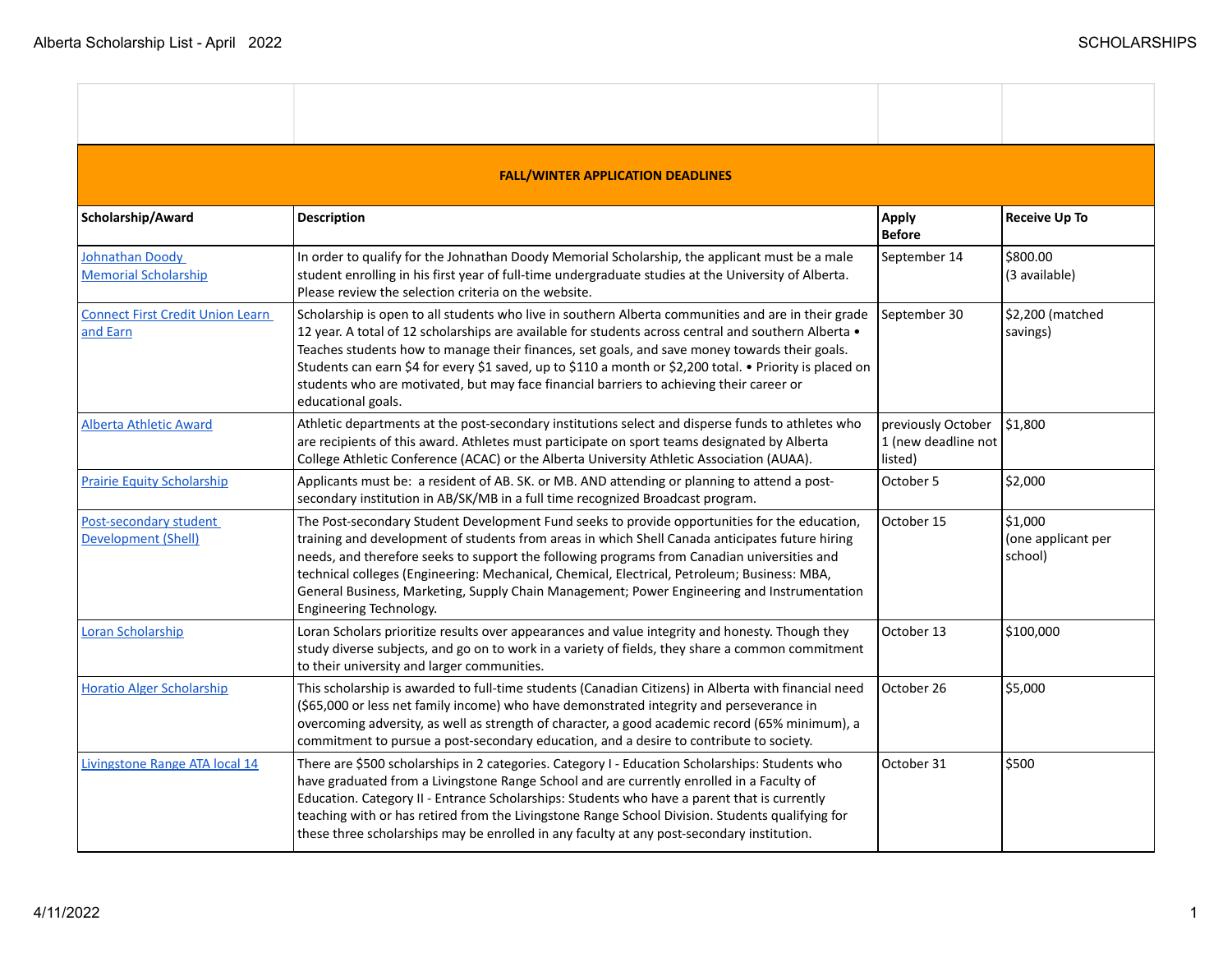| | | | |
|---|---|---|---|
| **FALL/WINTER APPLICATION DEADLINES** | | | |
| **Scholarship/Award** | **Description** | **Apply Before** | **Receive Up To** |
| Johnathan Doody Memorial Scholarship | In order to qualify for the Johnathan Doody Memorial Scholarship, the applicant must be a male student enrolling in his first year of full-time undergraduate studies at the University of Alberta. Please review the selection criteria on the website. | September 14 | $800.00 (3 available) |
| Connect First Credit Union Learn and Earn | Scholarship is open to all students who live in southern Alberta communities and are in their grade 12 year. A total of 12 scholarships are available for students across central and southern Alberta • Teaches students how to manage their finances, set goals, and save money towards their goals. Students can earn $4 for every $1 saved, up to $110 a month or $2,200 total. • Priority is placed on students who are motivated, but may face financial barriers to achieving their career or educational goals. | September 30 | $2,200 (matched savings) |
| Alberta Athletic Award | Athletic departments at the post-secondary institutions select and disperse funds to athletes who are recipients of this award. Athletes must participate on sport teams designated by Alberta College Athletic Conference (ACAC) or the Alberta University Athletic Association (AUAA). | previously October 1 (new deadline not listed) | $1,800 |
| Prairie Equity Scholarship | Applicants must be: a resident of AB. SK. or MB. AND attending or planning to attend a post-secondary institution in AB/SK/MB in a full time recognized Broadcast program. | October 5 | $2,000 |
| Post-secondary student Development (Shell) | The Post-secondary Student Development Fund seeks to provide opportunities for the education, training and development of students from areas in which Shell Canada anticipates future hiring needs, and therefore seeks to support the following programs from Canadian universities and technical colleges (Engineering: Mechanical, Chemical, Electrical, Petroleum; Business: MBA, General Business, Marketing, Supply Chain Management; Power Engineering and Instrumentation Engineering Technology. | October 15 | $1,000 (one applicant per school) |
| Loran Scholarship | Loran Scholars prioritize results over appearances and value integrity and honesty. Though they study diverse subjects, and go on to work in a variety of fields, they share a common commitment to their university and larger communities. | October 13 | $100,000 |
| Horatio Alger Scholarship | This scholarship is awarded to full-time students (Canadian Citizens) in Alberta with financial need ($65,000 or less net family income) who have demonstrated integrity and perseverance in overcoming adversity, as well as strength of character, a good academic record (65% minimum), a commitment to pursue a post-secondary education, and a desire to contribute to society. | October 26 | $5,000 |
| Livingstone Range ATA local 14 | There are $500 scholarships in 2 categories. Category I - Education Scholarships: Students who have graduated from a Livingstone Range School and are currently enrolled in a Faculty of Education. Category II - Entrance Scholarships: Students who have a parent that is currently teaching with or has retired from the Livingstone Range School Division. Students qualifying for these three scholarships may be enrolled in any faculty at any post-secondary institution. | October 31 | $500 |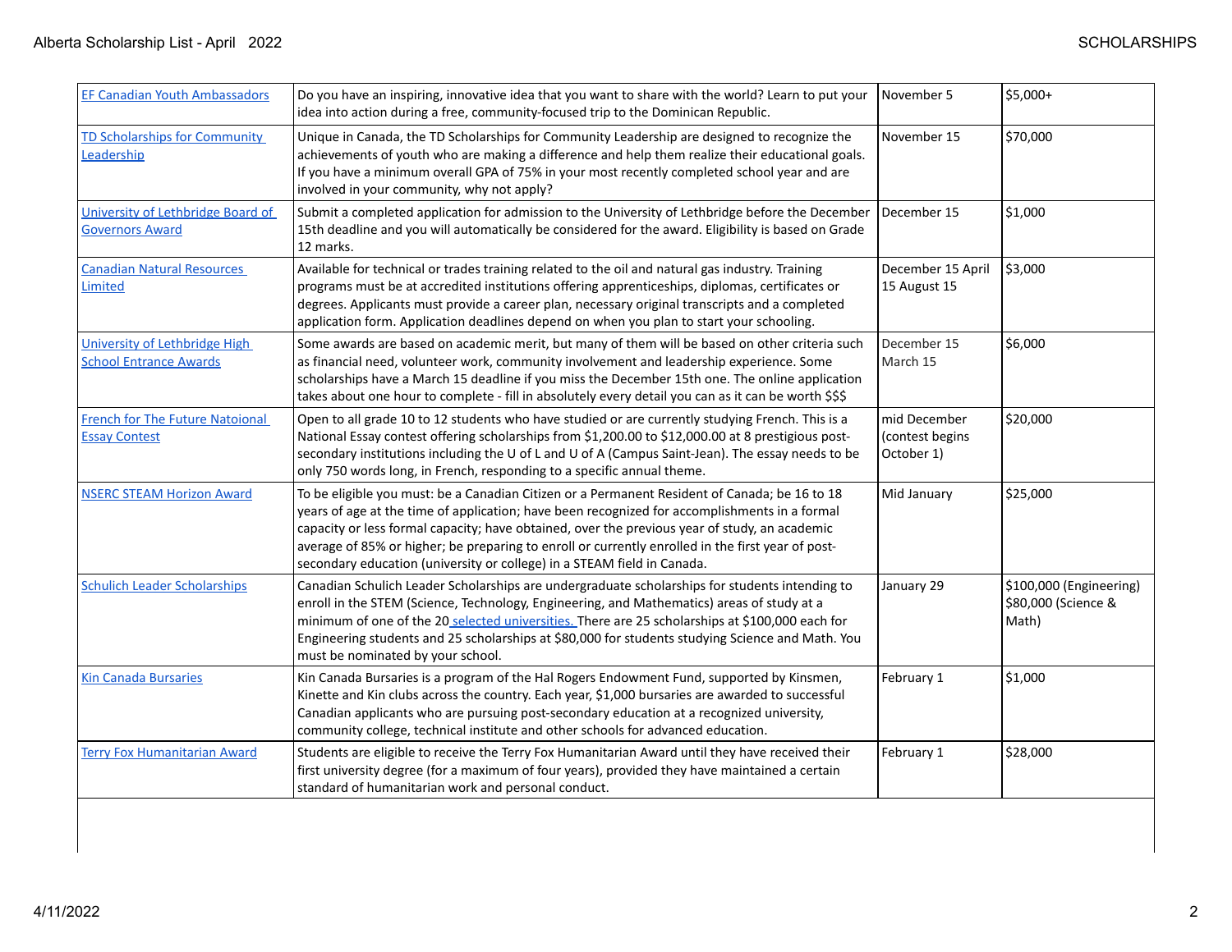| | | | |
|---|---|---|---|
| EF Canadian Youth Ambassadors | Do you have an inspiring, innovative idea that you want to share with the world? Learn to put your idea into action during a free, community-focused trip to the Dominican Republic. | November 5 | $5,000+ |
| TD Scholarships for Community Leadership | Unique in Canada, the TD Scholarships for Community Leadership are designed to recognize the achievements of youth who are making a difference and help them realize their educational goals. If you have a minimum overall GPA of 75% in your most recently completed school year and are involved in your community, why not apply? | November 15 | $70,000 |
| University of Lethbridge Board of Governors Award | Submit a completed application for admission to the University of Lethbridge before the December 15th deadline and you will automatically be considered for the award. Eligibility is based on Grade 12 marks. | December 15 | $1,000 |
| Canadian Natural Resources Limited | Available for technical or trades training related to the oil and natural gas industry. Training programs must be at accredited institutions offering apprenticeships, diplomas, certificates or degrees. Applicants must provide a career plan, necessary original transcripts and a completed application form. Application deadlines depend on when you plan to start your schooling. | December 15 April 15 August 15 | $3,000 |
| University of Lethbridge High School Entrance Awards | Some awards are based on academic merit, but many of them will be based on other criteria such as financial need, volunteer work, community involvement and leadership experience. Some scholarships have a March 15 deadline if you miss the December 15th one. The online application takes about one hour to complete - fill in absolutely every detail you can as it can be worth $$$ | December 15 March 15 | $6,000 |
| French for The Future Natoional Essay Contest | Open to all grade 10 to 12 students who have studied or are currently studying French. This is a National Essay contest offering scholarships from $1,200.00 to $12,000.00 at 8 prestigious post-secondary institutions including the U of L and U of A (Campus Saint-Jean). The essay needs to be only 750 words long, in French, responding to a specific annual theme. | mid December (contest begins October 1) | $20,000 |
| NSERC STEAM Horizon Award | To be eligible you must: be a Canadian Citizen or a Permanent Resident of Canada; be 16 to 18 years of age at the time of application; have been recognized for accomplishments in a formal capacity or less formal capacity; have obtained, over the previous year of study, an academic average of 85% or higher; be preparing to enroll or currently enrolled in the first year of post-secondary education (university or college) in a STEAM field in Canada. | Mid January | $25,000 |
| Schulich Leader Scholarships | Canadian Schulich Leader Scholarships are undergraduate scholarships for students intending to enroll in the STEM (Science, Technology, Engineering, and Mathematics) areas of study at a minimum of one of the 20 selected universities. There are 25 scholarships at $100,000 each for Engineering students and 25 scholarships at $80,000 for students studying Science and Math. You must be nominated by your school. | January 29 | $100,000 (Engineering) $80,000 (Science & Math) |
| Kin Canada Bursaries | Kin Canada Bursaries is a program of the Hal Rogers Endowment Fund, supported by Kinsmen, Kinette and Kin clubs across the country. Each year, $1,000 bursaries are awarded to successful Canadian applicants who are pursuing post-secondary education at a recognized university, community college, technical institute and other schools for advanced education. | February 1 | $1,000 |
| Terry Fox Humanitarian Award | Students are eligible to receive the Terry Fox Humanitarian Award until they have received their first university degree (for a maximum of four years), provided they have maintained a certain standard of humanitarian work and personal conduct. | February 1 | $28,000 |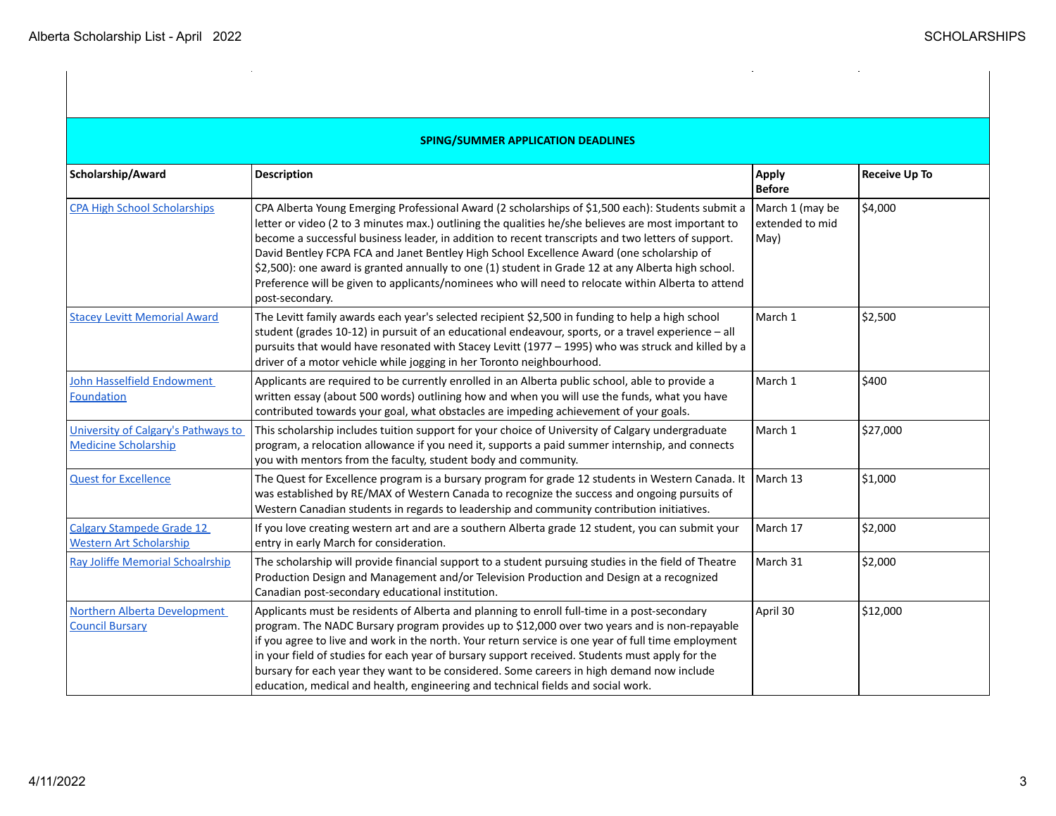| SPING/SUMMER APPLICATION DEADLINES | | | |
|---|---|---|---|
| **Scholarship/Award** | **Description** | **Apply Before** | **Receive Up To** |
| CPA High School Scholarships | CPA Alberta Young Emerging Professional Award (2 scholarships of $1,500 each): Students submit a letter or video (2 to 3 minutes max.) outlining the qualities he/she believes are most important to become a successful business leader, in addition to recent transcripts and two letters of support. David Bentley FCPA FCA and Janet Bentley High School Excellence Award (one scholarship of $2,500): one award is granted annually to one (1) student in Grade 12 at any Alberta high school. Preference will be given to applicants/nominees who will need to relocate within Alberta to attend post-secondary. | March 1 (may be extended to mid May) | $4,000 |
| Stacey Levitt Memorial Award | The Levitt family awards each year's selected recipient $2,500 in funding to help a high school student (grades 10-12) in pursuit of an educational endeavour, sports, or a travel experience – all pursuits that would have resonated with Stacey Levitt (1977 – 1995) who was struck and killed by a driver of a motor vehicle while jogging in her Toronto neighbourhood. | March 1 | $2,500 |
| John Hasselfield Endowment Foundation | Applicants are required to be currently enrolled in an Alberta public school, able to provide a written essay (about 500 words) outlining how and when you will use the funds, what you have contributed towards your goal, what obstacles are impeding achievement of your goals. | March 1 | $400 |
| University of Calgary's Pathways to Medicine Scholarship | This scholarship includes tuition support for your choice of University of Calgary undergraduate program, a relocation allowance if you need it, supports a paid summer internship, and connects you with mentors from the faculty, student body and community. | March 1 | $27,000 |
| Quest for Excellence | The Quest for Excellence program is a bursary program for grade 12 students in Western Canada. It was established by RE/MAX of Western Canada to recognize the success and ongoing pursuits of Western Canadian students in regards to leadership and community contribution initiatives. | March 13 | $1,000 |
| Calgary Stampede Grade 12 Western Art Scholarship | If you love creating western art and are a southern Alberta grade 12 student, you can submit your entry in early March for consideration. | March 17 | $2,000 |
| Ray Joliffe Memorial Schoalrship | The scholarship will provide financial support to a student pursuing studies in the field of Theatre Production Design and Management and/or Television Production and Design at a recognized Canadian post-secondary educational institution. | March 31 | $2,000 |
| Northern Alberta Development Council Bursary | Applicants must be residents of Alberta and planning to enroll full-time in a post-secondary program. The NADC Bursary program provides up to $12,000 over two years and is non-repayable if you agree to live and work in the north. Your return service is one year of full time employment in your field of studies for each year of bursary support received. Students must apply for the bursary for each year they want to be considered. Some careers in high demand now include education, medical and health, engineering and technical fields and social work. | April 30 | $12,000 |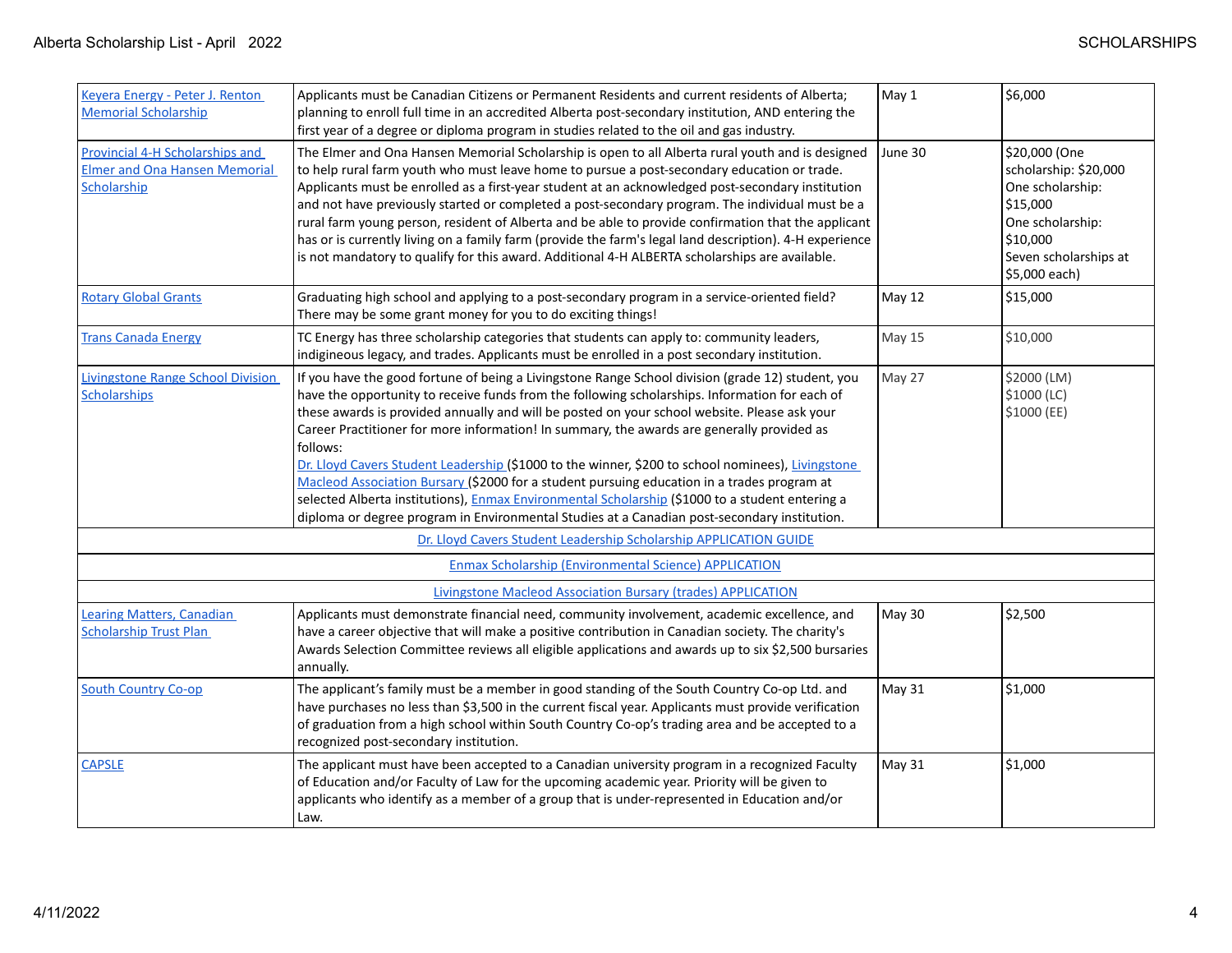| | | | |
|---|---|---|---|
| Keyera Energy - Peter J. Renton Memorial Scholarship | Applicants must be Canadian Citizens or Permanent Residents and current residents of Alberta; planning to enroll full time in an accredited Alberta post-secondary institution, AND entering the first year of a degree or diploma program in studies related to the oil and gas industry. | May 1 | $6,000 |
| Provincial 4-H Scholarships and Elmer and Ona Hansen Memorial Scholarship | The Elmer and Ona Hansen Memorial Scholarship is open to all Alberta rural youth and is designed to help rural farm youth who must leave home to pursue a post-secondary education or trade. Applicants must be enrolled as a first-year student at an acknowledged post-secondary institution and not have previously started or completed a post-secondary program. The individual must be a rural farm young person, resident of Alberta and be able to provide confirmation that the applicant has or is currently living on a family farm (provide the farm's legal land description). 4-H experience is not mandatory to qualify for this award. Additional 4-H ALBERTA scholarships are available. | June 30 | $20,000 (One scholarship: $20,000 One scholarship: $15,000 One scholarship: $10,000 Seven scholarships at $5,000 each) |
| Rotary Global Grants | Graduating high school and applying to a post-secondary program in a service-oriented field? There may be some grant money for you to do exciting things! | May 12 | $15,000 |
| Trans Canada Energy | TC Energy has three scholarship categories that students can apply to: community leaders, indigineous legacy, and trades. Applicants must be enrolled in a post secondary institution. | May 15 | $10,000 |
| Livingstone Range School Division Scholarships | If you have the good fortune of being a Livingstone Range School division (grade 12) student, you have the opportunity to receive funds from the following scholarships. Information for each of these awards is provided annually and will be posted on your school website. Please ask your Career Practitioner for more information! In summary, the awards are generally provided as follows: Dr. Lloyd Cavers Student Leadership ($1000 to the winner, $200 to school nominees), Livingstone Macleod Association Bursary ($2000 for a student pursuing education in a trades program at selected Alberta institutions), Enmax Environmental Scholarship ($1000 to a student entering a diploma or degree program in Environmental Studies at a Canadian post-secondary institution. | May 27 | $2000 (LM) $1000 (LC) $1000 (EE) |
| Dr. Lloyd Cavers Student Leadership Scholarship APPLICATION GUIDE | | | |
| Enmax Scholarship (Environmental Science) APPLICATION | | | |
| Livingstone Macleod Association Bursary (trades) APPLICATION | | | |
| Learing Matters, Canadian Scholarship Trust Plan | Applicants must demonstrate financial need, community involvement, academic excellence, and have a career objective that will make a positive contribution in Canadian society. The charity's Awards Selection Committee reviews all eligible applications and awards up to six $2,500 bursaries annually. | May 30 | $2,500 |
| South Country Co-op | The applicant's family must be a member in good standing of the South Country Co-op Ltd. and have purchases no less than $3,500 in the current fiscal year. Applicants must provide verification of graduation from a high school within South Country Co-op's trading area and be accepted to a recognized post-secondary institution. | May 31 | $1,000 |
| CAPSLE | The applicant must have been accepted to a Canadian university program in a recognized Faculty of Education and/or Faculty of Law for the upcoming academic year. Priority will be given to applicants who identify as a member of a group that is under-represented in Education and/or Law. | May 31 | $1,000 |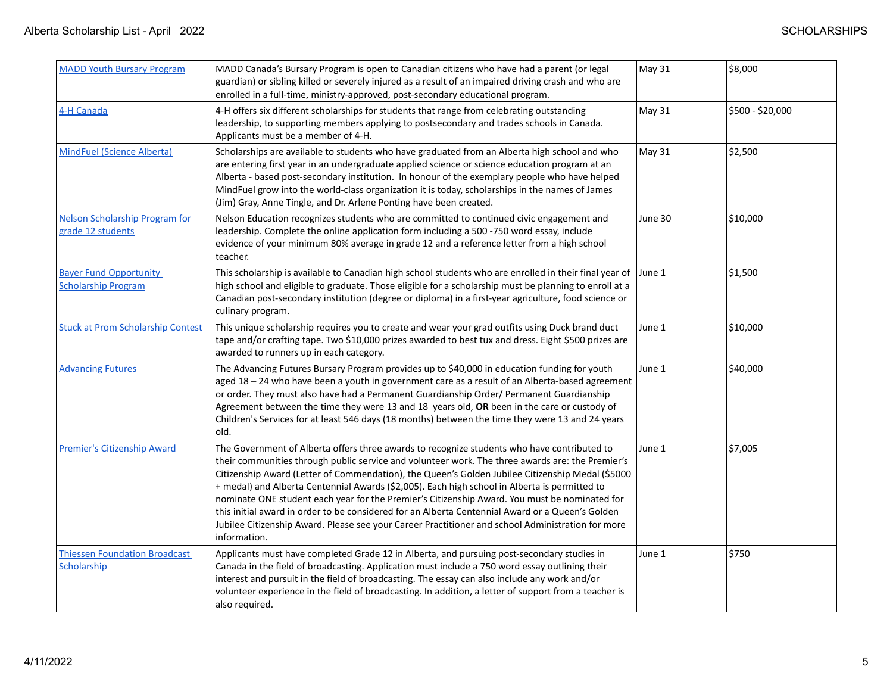| MADD Youth Bursary Program | MADD Canada's Bursary Program is open to Canadian citizens who have had a parent (or legal guardian) or sibling killed or severely injured as a result of an impaired driving crash and who are enrolled in a full-time, ministry-approved, post-secondary educational program. | May 31 | $8,000 |
|---|---|---|---|
| 4-H Canada | 4-H offers six different scholarships for students that range from celebrating outstanding leadership, to supporting members applying to postsecondary and trades schools in Canada. Applicants must be a member of 4-H. | May 31 | $500 - $20,000 |
| MindFuel (Science Alberta) | Scholarships are available to students who have graduated from an Alberta high school and who are entering first year in an undergraduate applied science or science education program at an Alberta - based post-secondary institution. In honour of the exemplary people who have helped MindFuel grow into the world-class organization it is today, scholarships in the names of James (Jim) Gray, Anne Tingle, and Dr. Arlene Ponting have been created. | May 31 | $2,500 |
| Nelson Scholarship Program for grade 12 students | Nelson Education recognizes students who are committed to continued civic engagement and leadership. Complete the online application form including a 500 -750 word essay, include evidence of your minimum 80% average in grade 12 and a reference letter from a high school teacher. | June 30 | $10,000 |
| Bayer Fund Opportunity Scholarship Program | This scholarship is available to Canadian high school students who are enrolled in their final year of high school and eligible to graduate. Those eligible for a scholarship must be planning to enroll at a Canadian post-secondary institution (degree or diploma) in a first-year agriculture, food science or culinary program. | June 1 | $1,500 |
| Stuck at Prom Scholarship Contest | This unique scholarship requires you to create and wear your grad outfits using Duck brand duct tape and/or crafting tape. Two $10,000 prizes awarded to best tux and dress. Eight $500 prizes are awarded to runners up in each category. | June 1 | $10,000 |
| Advancing Futures | The Advancing Futures Bursary Program provides up to $40,000 in education funding for youth aged 18 – 24 who have been a youth in government care as a result of an Alberta-based agreement or order. They must also have had a Permanent Guardianship Order/ Permanent Guardianship Agreement between the time they were 13 and 18 years old, **OR** been in the care or custody of Children's Services for at least 546 days (18 months) between the time they were 13 and 24 years old. | June 1 | $40,000 |
| Premier's Citizenship Award | The Government of Alberta offers three awards to recognize students who have contributed to their communities through public service and volunteer work. The three awards are: the Premier's Citizenship Award (Letter of Commendation), the Queen's Golden Jubilee Citizenship Medal ($5000 + medal) and Alberta Centennial Awards ($2,005). Each high school in Alberta is permitted to nominate ONE student each year for the Premier's Citizenship Award. You must be nominated for this initial award in order to be considered for an Alberta Centennial Award or a Queen's Golden Jubilee Citizenship Award. Please see your Career Practitioner and school Administration for more information. | June 1 | $7,005 |
| Thiessen Foundation Broadcast Scholarship | Applicants must have completed Grade 12 in Alberta, and pursuing post-secondary studies in Canada in the field of broadcasting. Application must include a 750 word essay outlining their interest and pursuit in the field of broadcasting. The essay can also include any work and/or volunteer experience in the field of broadcasting. In addition, a letter of support from a teacher is also required. | June 1 | $750 |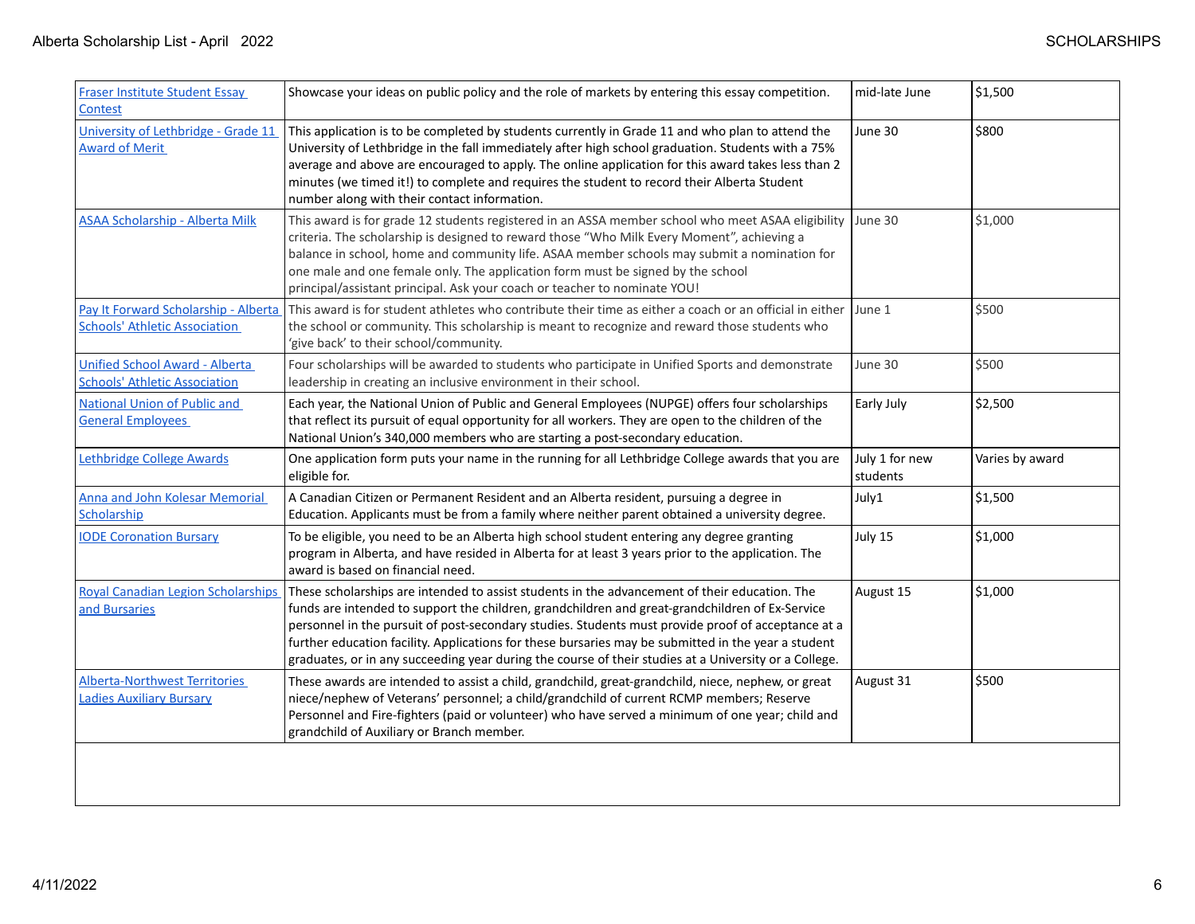| | | | |
|---|---|---|---|
| Fraser Institute Student Essay Contest | Showcase your ideas on public policy and the role of markets by entering this essay competition. | mid-late June | $1,500 |
| University of Lethbridge - Grade 11 Award of Merit | This application is to be completed by students currently in Grade 11 and who plan to attend the University of Lethbridge in the fall immediately after high school graduation. Students with a 75% average and above are encouraged to apply. The online application for this award takes less than 2 minutes (we timed it!) to complete and requires the student to record their Alberta Student number along with their contact information. | June 30 | $800 |
| ASAA Scholarship - Alberta Milk | This award is for grade 12 students registered in an ASSA member school who meet ASAA eligibility criteria. The scholarship is designed to reward those "Who Milk Every Moment", achieving a balance in school, home and community life. ASAA member schools may submit a nomination for one male and one female only. The application form must be signed by the school principal/assistant principal. Ask your coach or teacher to nominate YOU! | June 30 | $1,000 |
| Pay It Forward Scholarship - Alberta Schools' Athletic Association | This award is for student athletes who contribute their time as either a coach or an official in either the school or community. This scholarship is meant to recognize and reward those students who 'give back' to their school/community. | June 1 | $500 |
| Unified School Award - Alberta Schools' Athletic Association | Four scholarships will be awarded to students who participate in Unified Sports and demonstrate leadership in creating an inclusive environment in their school. | June 30 | $500 |
| National Union of Public and General Employees | Each year, the National Union of Public and General Employees (NUPGE) offers four scholarships that reflect its pursuit of equal opportunity for all workers. They are open to the children of the National Union's 340,000 members who are starting a post-secondary education. | Early July | $2,500 |
| Lethbridge College Awards | One application form puts your name in the running for all Lethbridge College awards that you are eligible for. | July 1 for new students | Varies by award |
| Anna and John Kolesar Memorial Scholarship | A Canadian Citizen or Permanent Resident and an Alberta resident, pursuing a degree in Education. Applicants must be from a family where neither parent obtained a university degree. | July1 | $1,500 |
| IODE Coronation Bursary | To be eligible, you need to be an Alberta high school student entering any degree granting program in Alberta, and have resided in Alberta for at least 3 years prior to the application. The award is based on financial need. | July 15 | $1,000 |
| Royal Canadian Legion Scholarships and Bursaries | These scholarships are intended to assist students in the advancement of their education. The funds are intended to support the children, grandchildren and great-grandchildren of Ex-Service personnel in the pursuit of post-secondary studies. Students must provide proof of acceptance at a further education facility. Applications for these bursaries may be submitted in the year a student graduates, or in any succeeding year during the course of their studies at a University or a College. | August 15 | $1,000 |
| Alberta-Northwest Territories Ladies Auxiliary Bursary | These awards are intended to assist a child, grandchild, great-grandchild, niece, nephew, or great niece/nephew of Veterans' personnel; a child/grandchild of current RCMP members; Reserve Personnel and Fire-fighters (paid or volunteer) who have served a minimum of one year; child and grandchild of Auxiliary or Branch member. | August 31 | $500 |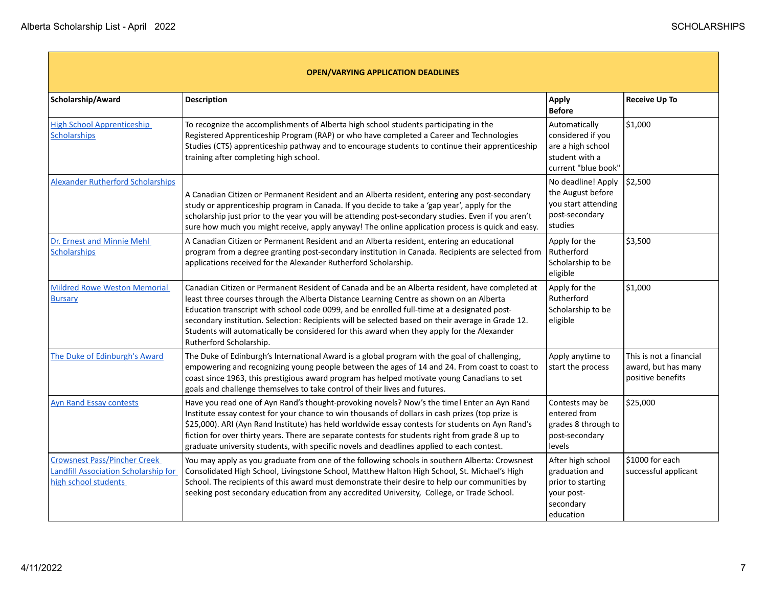| OPEN/VARYING APPLICATION DEADLINES | | | |
|---|---|---|---|
| **Scholarship/Award** | **Description** | **Apply Before** | **Receive Up To** |
| High School Apprenticeship Scholarships | To recognize the accomplishments of Alberta high school students participating in the Registered Apprenticeship Program (RAP) or who have completed a Career and Technologies Studies (CTS) apprenticeship pathway and to encourage students to continue their apprenticeship training after completing high school. | Automatically considered if you are a high school student with a current "blue book" | $1,000 |
| Alexander Rutherford Scholarships | A Canadian Citizen or Permanent Resident and an Alberta resident, entering any post-secondary study or apprenticeship program in Canada. If you decide to take a 'gap year', apply for the scholarship just prior to the year you will be attending post-secondary studies. Even if you aren't sure how much you might receive, apply anyway! The online application process is quick and easy. | No deadline! Apply the August before you start attending post-secondary studies | $2,500 |
| Dr. Ernest and Minnie Mehl Scholarships | A Canadian Citizen or Permanent Resident and an Alberta resident, entering an educational program from a degree granting post-secondary institution in Canada. Recipients are selected from applications received for the Alexander Rutherford Scholarship. | Apply for the Rutherford Scholarship to be eligible | $3,500 |
| Mildred Rowe Weston Memorial Bursary | Canadian Citizen or Permanent Resident of Canada and be an Alberta resident, have completed at least three courses through the Alberta Distance Learning Centre as shown on an Alberta Education transcript with school code 0099, and be enrolled full-time at a designated post-secondary institution. Selection: Recipients will be selected based on their average in Grade 12. Students will automatically be considered for this award when they apply for the Alexander Rutherford Scholarship. | Apply for the Rutherford Scholarship to be eligible | $1,000 |
| The Duke of Edinburgh's Award | The Duke of Edinburgh's International Award is a global program with the goal of challenging, empowering and recognizing young people between the ages of 14 and 24. From coast to coast to coast since 1963, this prestigious award program has helped motivate young Canadians to set goals and challenge themselves to take control of their lives and futures. | Apply anytime to start the process | This is not a financial award, but has many positive benefits |
| Ayn Rand Essay contests | Have you read one of Ayn Rand's thought-provoking novels? Now's the time! Enter an Ayn Rand Institute essay contest for your chance to win thousands of dollars in cash prizes (top prize is $25,000). ARI (Ayn Rand Institute) has held worldwide essay contests for students on Ayn Rand's fiction for over thirty years. There are separate contests for students right from grade 8 up to graduate university students, with specific novels and deadlines applied to each contest. | Contests may be entered from grades 8 through to post-secondary levels | $25,000 |
| Crowsnest Pass/Pincher Creek Landfill Association Scholarship for high school students | You may apply as you graduate from one of the following schools in southern Alberta: Crowsnest Consolidated High School, Livingstone School, Matthew Halton High School, St. Michael's High School. The recipients of this award must demonstrate their desire to help our communities by seeking post secondary education from any accredited University, College, or Trade School. | After high school graduation and prior to starting your post-secondary education | $1000 for each successful applicant |